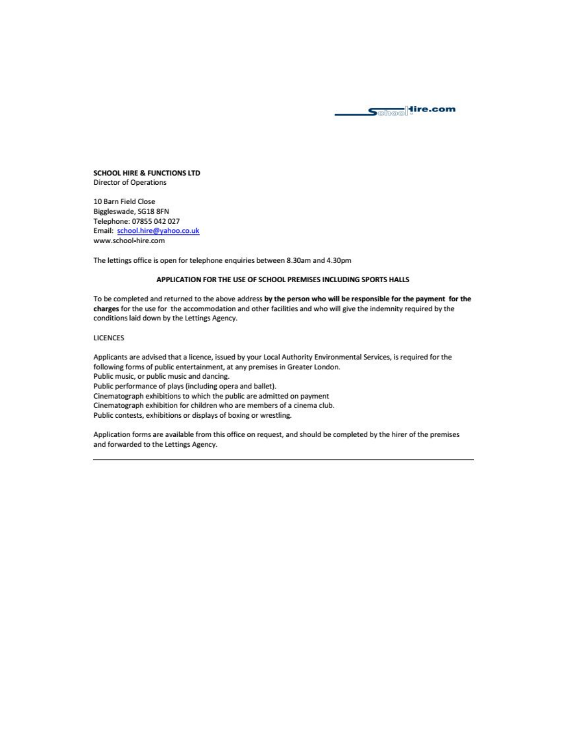Schoolhire.com

**SCHOOL HIRE & FUNCTIONS LTD**
Director of Operations

10 Barn Field Close
Biggleswade, SG18 8FN
Telephone: 07855 042 027
Email: school.hire@yahoo.co.uk
www.school-hire.com

The lettings office is open for telephone enquiries between 8.30am and 4.30pm

## APPLICATION FOR THE USE OF SCHOOL PREMISES INCLUDING SPORTS HALLS

To be completed and returned to the above address **by the person who will be responsible for the payment for the charges** for the use for the accommodation and other facilities and who will give the indemnity required by the conditions laid down by the Lettings Agency.

LICENCES

Applicants are advised that a licence, issued by your Local Authority Environmental Services, is required for the following forms of public entertainment, at any premises in Greater London.
Public music, or public music and dancing.
Public performance of plays (including opera and ballet).
Cinematograph exhibitions to which the public are admitted on payment
Cinematograph exhibition for children who are members of a cinema club.
Public contests, exhibitions or displays of boxing or wrestling.

Application forms are available from this office on request, and should be completed by the hirer of the premises and forwarded to the Lettings Agency.

---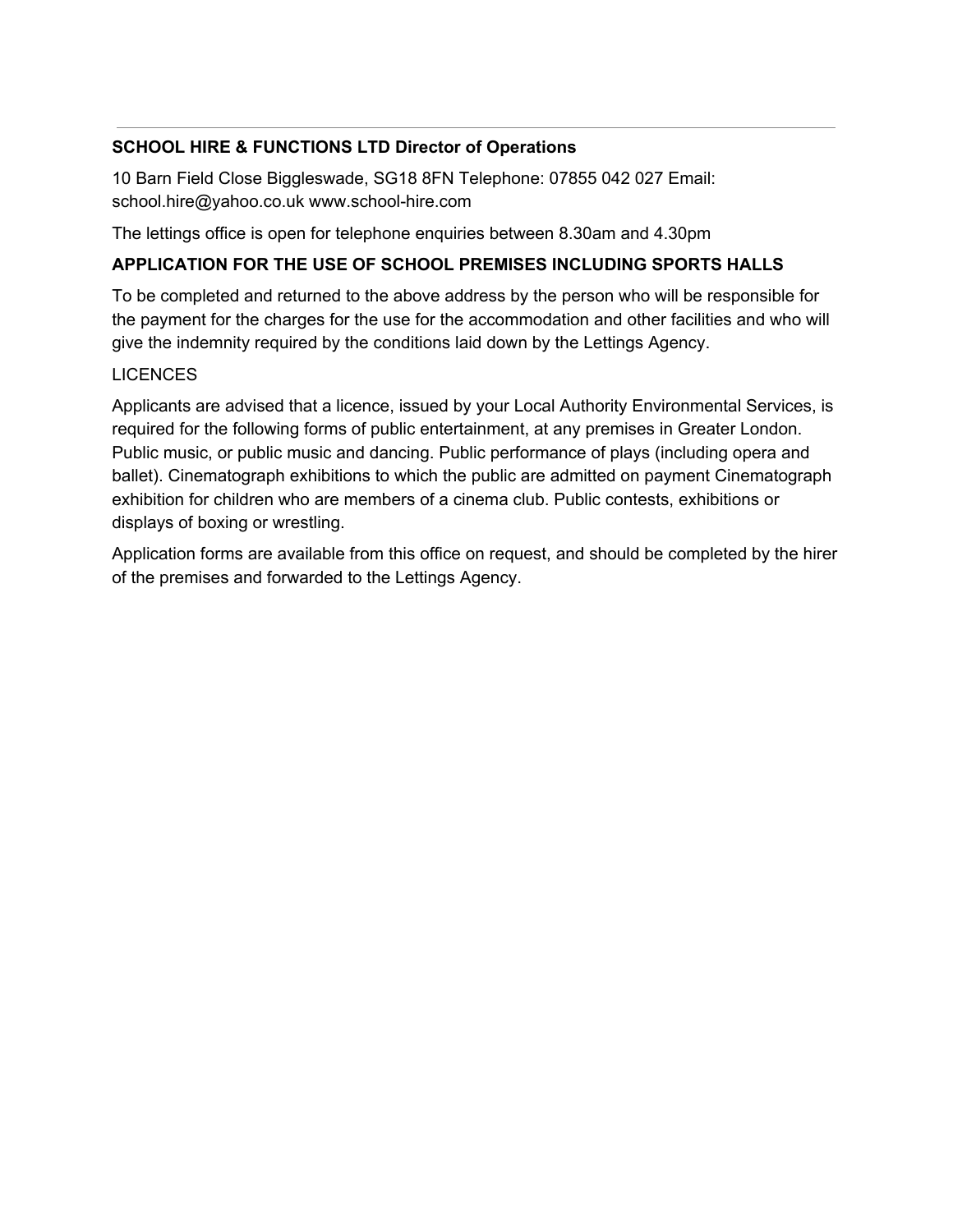**SCHOOL HIRE & FUNCTIONS LTD Director of Operations**

10 Barn Field Close Biggleswade, SG18 8FN Telephone: 07855 042 027 Email: school.hire@yahoo.co.uk www.school-hire.com

The lettings office is open for telephone enquiries between 8.30am and 4.30pm

**APPLICATION FOR THE USE OF SCHOOL PREMISES INCLUDING SPORTS HALLS**

To be completed and returned to the above address by the person who will be responsible for the payment for the charges for the use for the accommodation and other facilities and who will give the indemnity required by the conditions laid down by the Lettings Agency.

LICENCES

Applicants are advised that a licence, issued by your Local Authority Environmental Services, is required for the following forms of public entertainment, at any premises in Greater London. Public music, or public music and dancing. Public performance of plays (including opera and ballet). Cinematograph exhibitions to which the public are admitted on payment Cinematograph exhibition for children who are members of a cinema club. Public contests, exhibitions or displays of boxing or wrestling.

Application forms are available from this office on request, and should be completed by the hirer of the premises and forwarded to the Lettings Agency.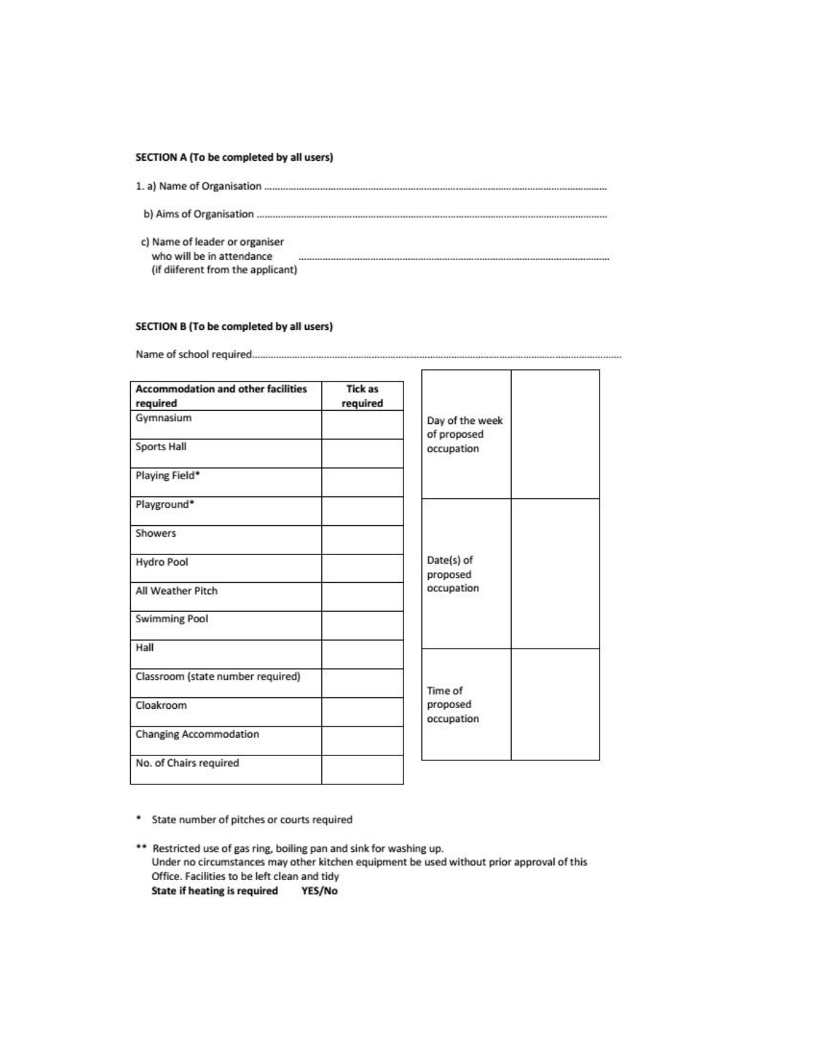**SECTION A (To be completed by all users)**

1. a) Name of Organisation ........................................................................................................................

   b) Aims of Organisation ........................................................................................................................

   c) Name of leader or organiser who will be in attendance (if diiferent from the applicant) ........................................................................................................................

**SECTION B (To be completed by all users)**

Name of school required........................................................................................................................

| Accommodation and other facilities required | Tick as required |
|---|---|
| Gymnasium | |
| Sports Hall | |
| Playing Field* | |
| Playground* | |
| Showers | |
| Hydro Pool | |
| All Weather Pitch | |
| Swimming Pool | |
| Hall | |
| Classroom (state number required) | |
| Cloakroom | |
| Changing Accommodation | |
| No. of Chairs required | |

| | |
|---|---|
| Day of the week of proposed occupation | |
| Date(s) of proposed occupation | |
| Time of proposed occupation | |

\* State number of pitches or courts required

\*\* Restricted use of gas ring, boiling pan and sink for washing up.
Under no circumstances may other kitchen equipment be used without prior approval of this Office. Facilities to be left clean and tidy
**State if heating is required YES/No**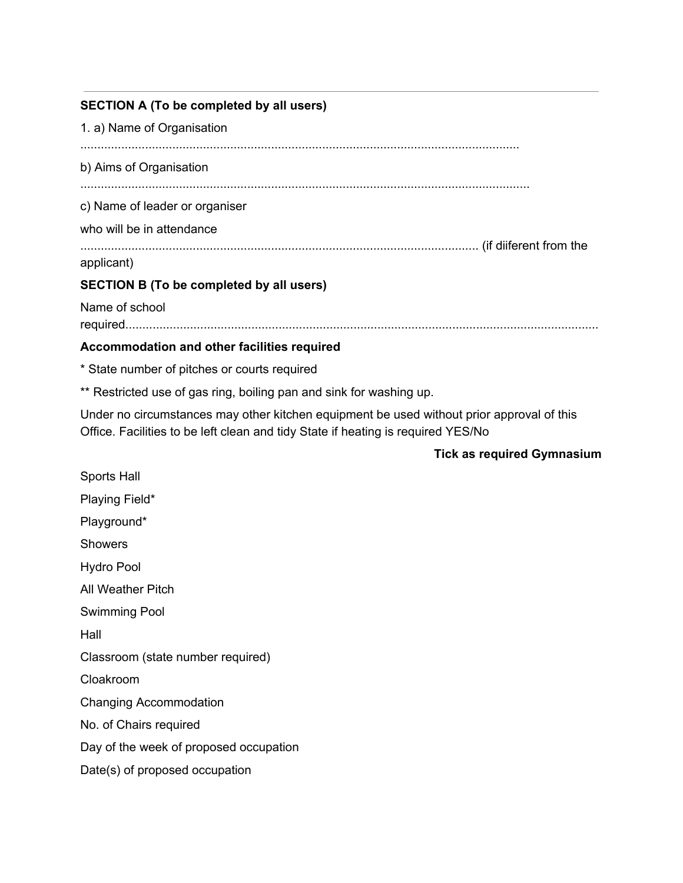**SECTION A (To be completed by all users)**

1. a) Name of Organisation

...................................................................................................................................

b) Aims of Organisation

......................................................................................................................................

c) Name of leader or organiser

who will be in attendance

..................................................................................................................... (if diiferent from the applicant)

**SECTION B (To be completed by all users)**

Name of school required...........................................................................................................................................

**Accommodation and other facilities required**

* State number of pitches or courts required

** Restricted use of gas ring, boiling pan and sink for washing up.

Under no circumstances may other kitchen equipment be used without prior approval of this Office. Facilities to be left clean and tidy State if heating is required YES/No

**Tick as required Gymnasium**

Sports Hall

Playing Field*

Playground*

Showers

Hydro Pool

All Weather Pitch

Swimming Pool

Hall

Classroom (state number required)

Cloakroom

Changing Accommodation

No. of Chairs required

Day of the week of proposed occupation

Date(s) of proposed occupation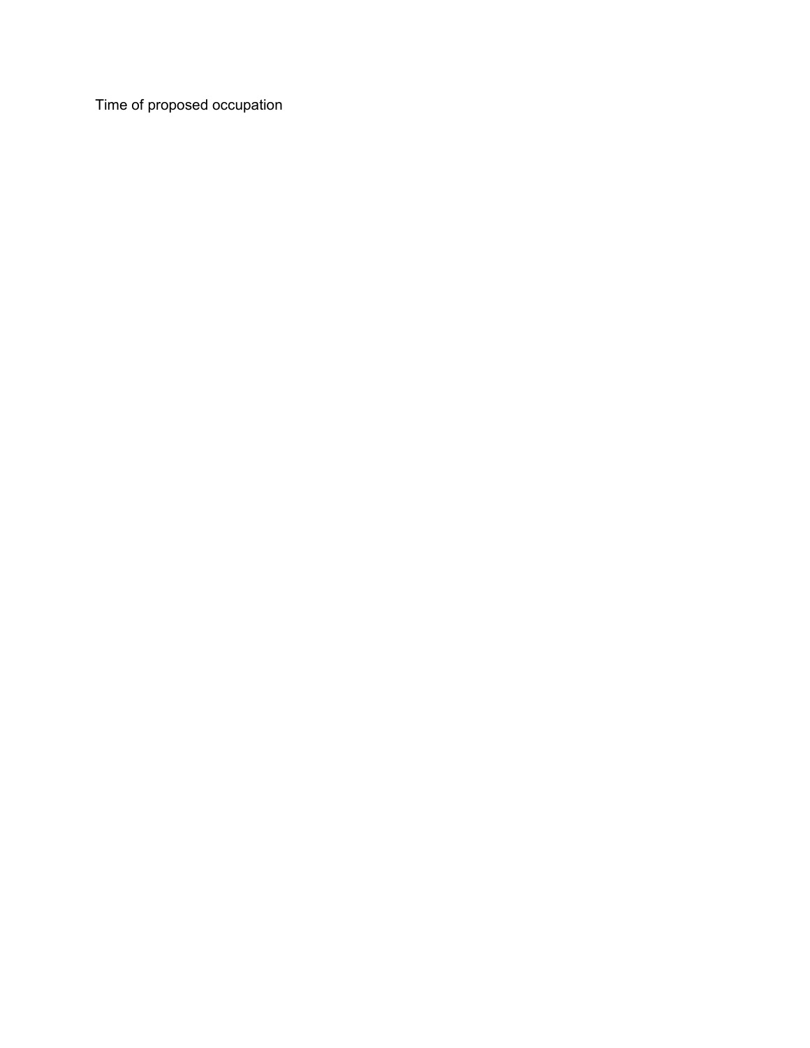Time of proposed occupation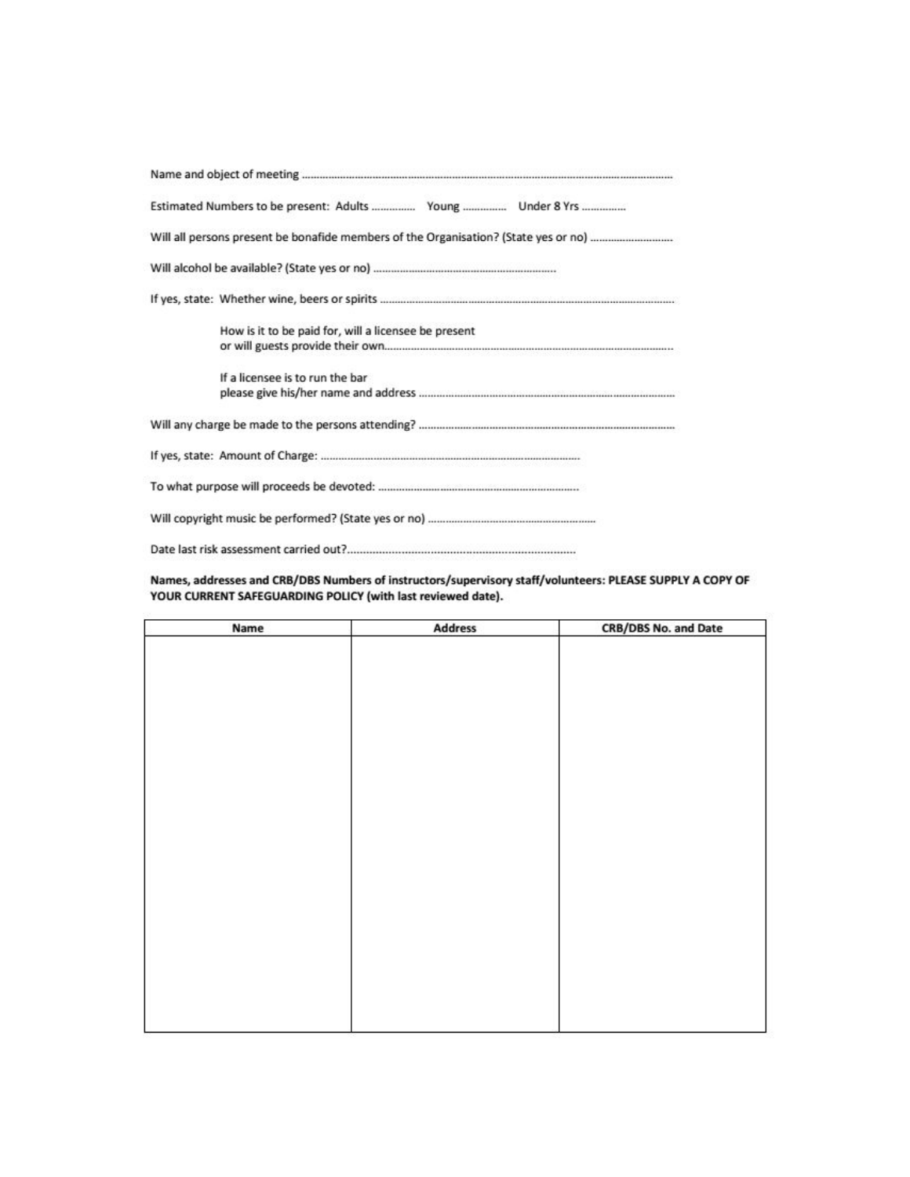Name and object of meeting ..........................................................................................................................

Estimated Numbers to be present: Adults .............. Young .............. Under 8 Yrs ..............

Will all persons present be bonafide members of the Organisation? (State yes or no) ..........................

Will alcohol be available? (State yes or no) ............................................................

If yes, state: Whether wine, beers or spirits ..................................................................................................

How is it to be paid for, will a licensee be present
or will guests provide their own.................................................................................................

If a licensee is to run the bar
please give his/her name and address ....................................................................................

Will any charge be made to the persons attending? ....................................................................................

If yes, state: Amount of Charge: .......................................................................................

To what purpose will proceeds be devoted: ..................................................................

Will copyright music be performed? (State yes or no) ........................................................

Date last risk assessment carried out?.......................................................................

**Names, addresses and CRB/DBS Numbers of instructors/supervisory staff/volunteers: PLEASE SUPPLY A COPY OF YOUR CURRENT SAFEGUARDING POLICY (with last reviewed date).**

| Name | Address | CRB/DBS No. and Date |
|---|---|---|
| | | |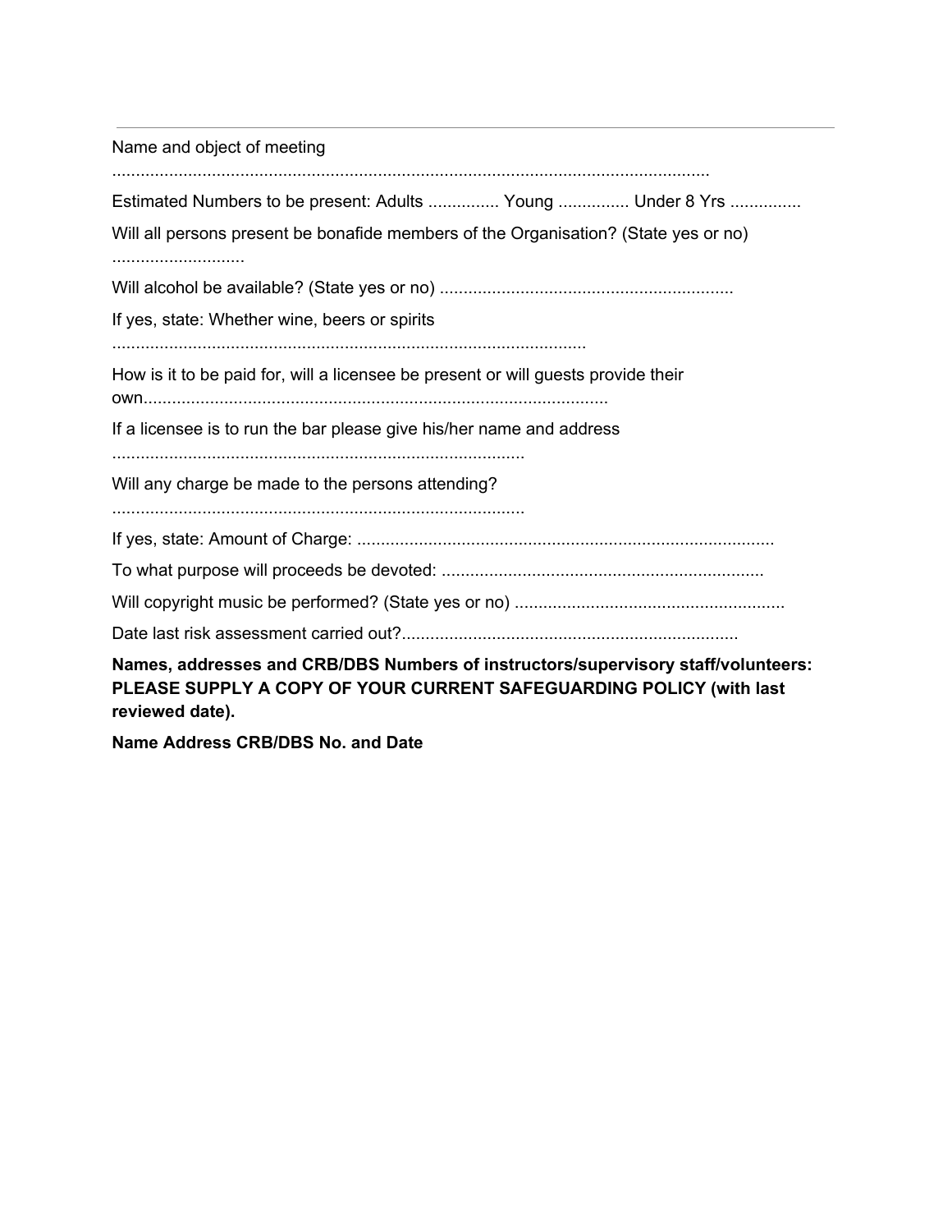Name and object of meeting

.............................................................................................................................

Estimated Numbers to be present: Adults ............... Young ............... Under 8 Yrs ...............

Will all persons present be bonafide members of the Organisation? (State yes or no)

............................

Will alcohol be available? (State yes or no) .............................................................

If yes, state: Whether wine, beers or spirits

....................................................................................................

How is it to be paid for, will a licensee be present or will guests provide their own.................................................................................................

If a licensee is to run the bar please give his/her name and address

.......................................................................................

Will any charge be made to the persons attending?

.......................................................................................

If yes, state: Amount of Charge: ........................................................................................

To what purpose will proceeds be devoted: ....................................................................

Will copyright music be performed? (State yes or no) .........................................................

Date last risk assessment carried out?......................................................................

**Names, addresses and CRB/DBS Numbers of instructors/supervisory staff/volunteers: PLEASE SUPPLY A COPY OF YOUR CURRENT SAFEGUARDING POLICY (with last reviewed date).**

**Name Address CRB/DBS No. and Date**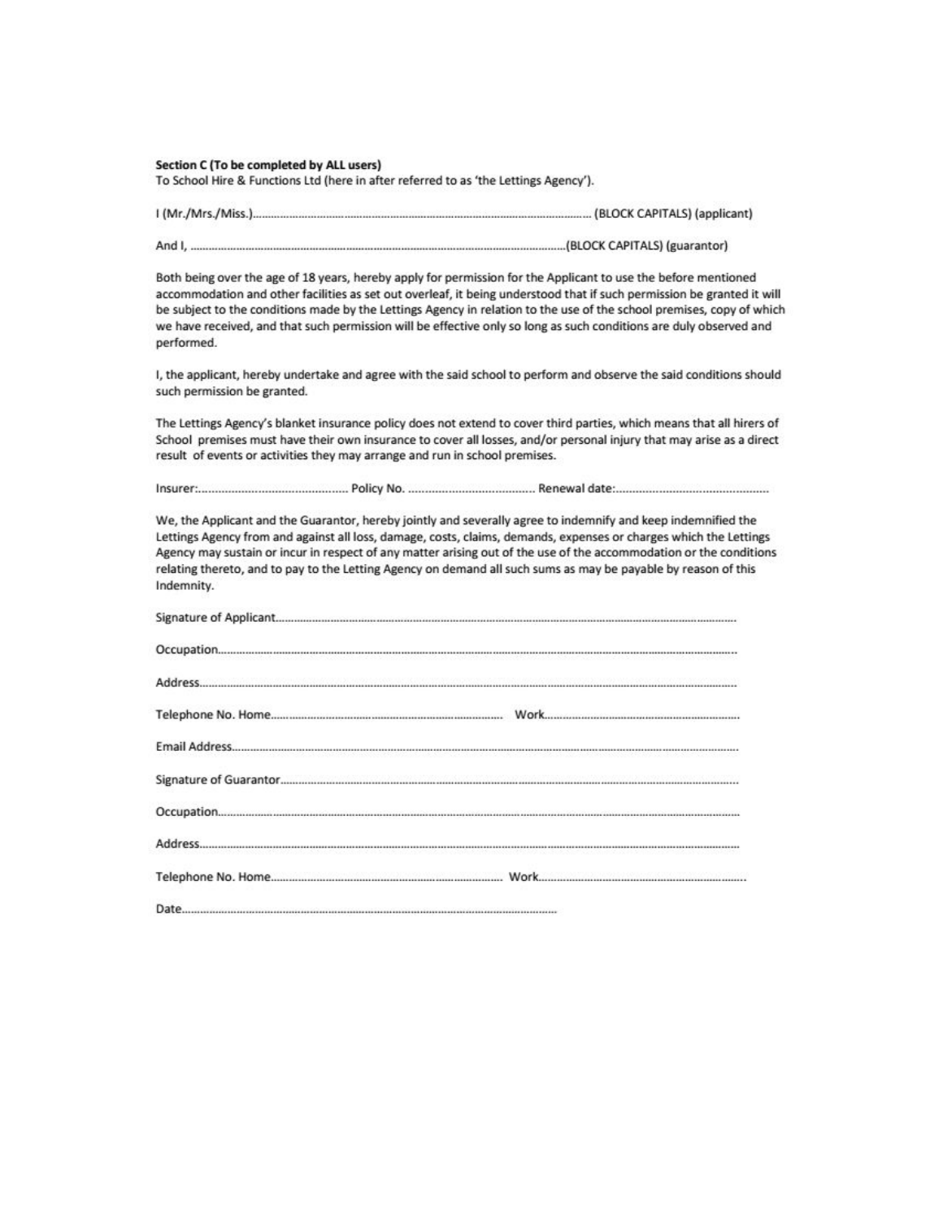**Section C (To be completed by ALL users)**
To School Hire & Functions Ltd (here in after referred to as 'the Lettings Agency').

I (Mr./Mrs./Miss.)............................................................................................................ (BLOCK CAPITALS) (applicant)

And I, ..............................................................................................................(BLOCK CAPITALS) (guarantor)

Both being over the age of 18 years, hereby apply for permission for the Applicant to use the before mentioned accommodation and other facilities as set out overleaf, it being understood that if such permission be granted it will be subject to the conditions made by the Lettings Agency in relation to the use of the school premises, copy of which we have received, and that such permission will be effective only so long as such conditions are duly observed and performed.

I, the applicant, hereby undertake and agree with the said school to perform and observe the said conditions should such permission be granted.

The Lettings Agency's blanket insurance policy does not extend to cover third parties, which means that all hirers of School premises must have their own insurance to cover all losses, and/or personal injury that may arise as a direct result of events or activities they may arrange and run in school premises.

Insurer:............................................ Policy No. ...................................... Renewal date:..............................................

We, the Applicant and the Guarantor, hereby jointly and severally agree to indemnify and keep indemnified the Lettings Agency from and against all loss, damage, costs, claims, demands, expenses or charges which the Lettings Agency may sustain or incur in respect of any matter arising out of the use of the accommodation or the conditions relating thereto, and to pay to the Letting Agency on demand all such sums as may be payable by reason of this Indemnity.

Signature of Applicant..........................................................................................................................................

Occupation...........................................................................................................................................................

Address................................................................................................................................................................

Telephone No. Home.......................................................................... Work..........................................................

Email Address.......................................................................................................................................................

Signature of Guarantor..........................................................................................................................................

Occupation...........................................................................................................................................................

Address................................................................................................................................................................

Telephone No. Home.......................................................................... Work..........................................................

Date.......................................................................................................................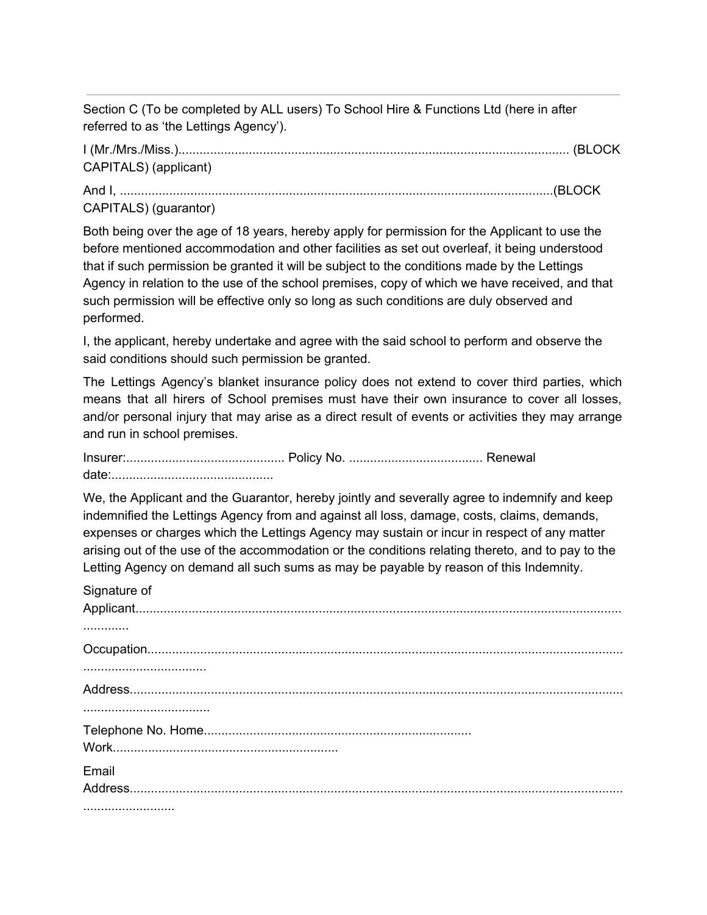---

Section C (To be completed by ALL users) To School Hire & Functions Ltd (here in after referred to as 'the Lettings Agency').

I (Mr./Mrs./Miss.)............................................................................................................... (BLOCK CAPITALS) (applicant)

And I, ............................................................................................................................(BLOCK CAPITALS) (guarantor)

Both being over the age of 18 years, hereby apply for permission for the Applicant to use the before mentioned accommodation and other facilities as set out overleaf, it being understood that if such permission be granted it will be subject to the conditions made by the Lettings Agency in relation to the use of the school premises, copy of which we have received, and that such permission will be effective only so long as such conditions are duly observed and performed.

I, the applicant, hereby undertake and agree with the said school to perform and observe the said conditions should such permission be granted.

The Lettings Agency's blanket insurance policy does not extend to cover third parties, which means that all hirers of School premises must have their own insurance to cover all losses, and/or personal injury that may arise as a direct result of events or activities they may arrange and run in school premises.

Insurer:............................................. Policy No. ...................................... Renewal date:..............................................

We, the Applicant and the Guarantor, hereby jointly and severally agree to indemnify and keep indemnified the Lettings Agency from and against all loss, damage, costs, claims, demands, expenses or charges which the Lettings Agency may sustain or incur in respect of any matter arising out of the use of the accommodation or the conditions relating thereto, and to pay to the Letting Agency on demand all such sums as may be payable by reason of this Indemnity.

Signature of Applicant..........................................................................................................................................................

Occupation...................................................................................................................................................................

Address........................................................................................................................................................................

Telephone No. Home........................................................................... Work................................................................

Email Address.....................................................................................................................................................................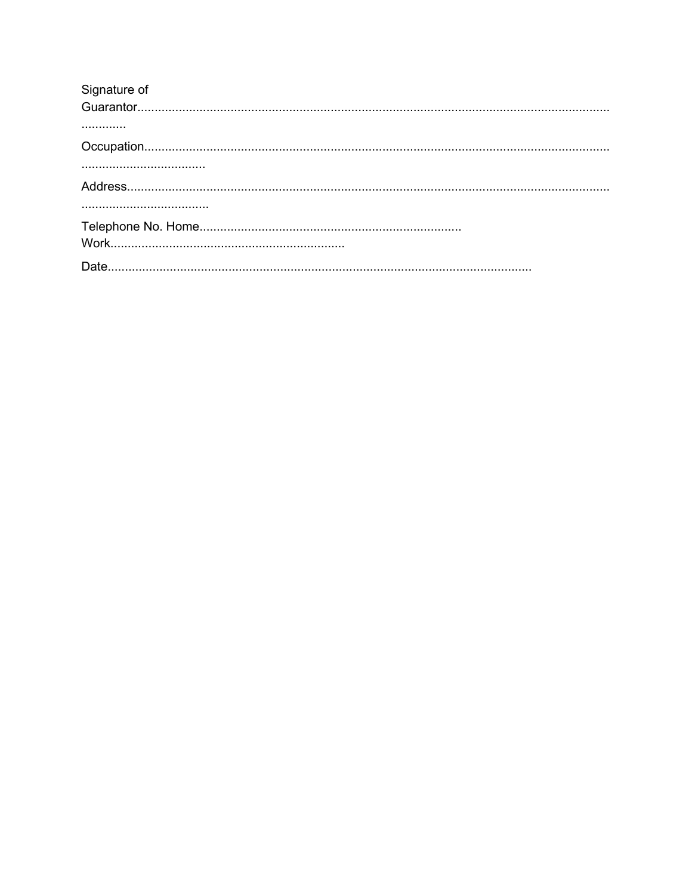Signature of Guarantor.......................................................................................................................................................

Occupation.......................................................................................................................................................

Address.......................................................................................................................................................

Telephone No. Home...........................................................................
Work...................................................................

Date.........................................................................................................................